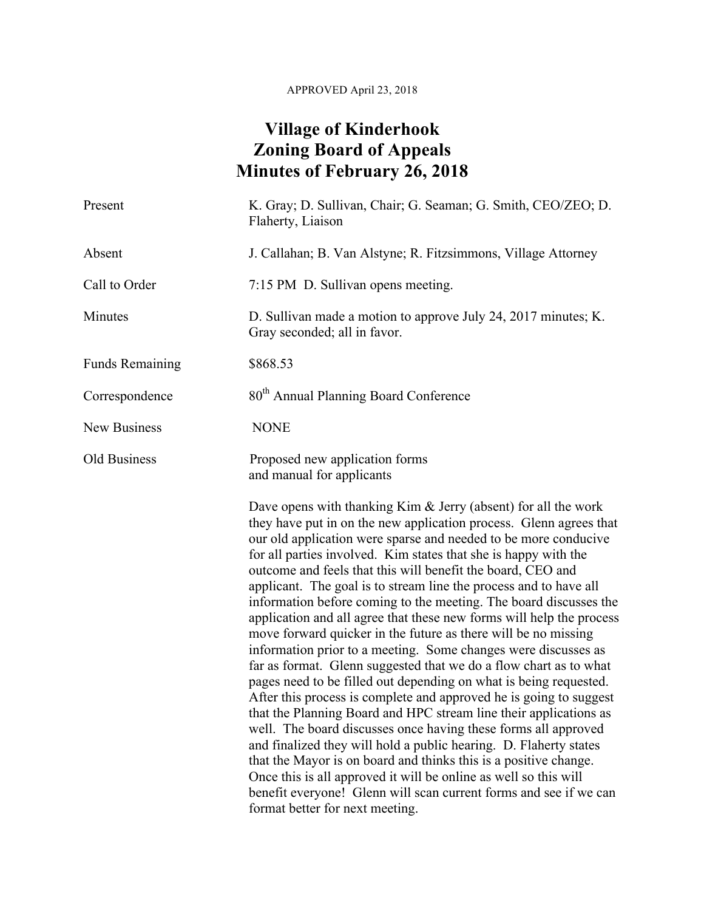APPROVED April 23, 2018

# Village of Kinderhook
# Zoning Board of Appeals
# Minutes of February 26, 2018

| | |
|---|---|
| Present | K. Gray; D. Sullivan, Chair; G. Seaman; G. Smith, CEO/ZEO; D. Flaherty, Liaison |
| Absent | J. Callahan; B. Van Alstyne; R. Fitzsimmons, Village Attorney |
| Call to Order | 7:15 PM D. Sullivan opens meeting. |
| Minutes | D. Sullivan made a motion to approve July 24, 2017 minutes; K. Gray seconded; all in favor. |
| Funds Remaining | $868.53 |
| Correspondence | 80th Annual Planning Board Conference |
| New Business | NONE |
| Old Business | Proposed new application forms and manual for applicants |

Dave opens with thanking Kim & Jerry (absent) for all the work they have put in on the new application process. Glenn agrees that our old application were sparse and needed to be more conducive for all parties involved. Kim states that she is happy with the outcome and feels that this will benefit the board, CEO and applicant. The goal is to stream line the process and to have all information before coming to the meeting. The board discusses the application and all agree that these new forms will help the process move forward quicker in the future as there will be no missing information prior to a meeting. Some changes were discusses as far as format. Glenn suggested that we do a flow chart as to what pages need to be filled out depending on what is being requested. After this process is complete and approved he is going to suggest that the Planning Board and HPC stream line their applications as well. The board discusses once having these forms all approved and finalized they will hold a public hearing. D. Flaherty states that the Mayor is on board and thinks this is a positive change. Once this is all approved it will be online as well so this will benefit everyone! Glenn will scan current forms and see if we can format better for next meeting.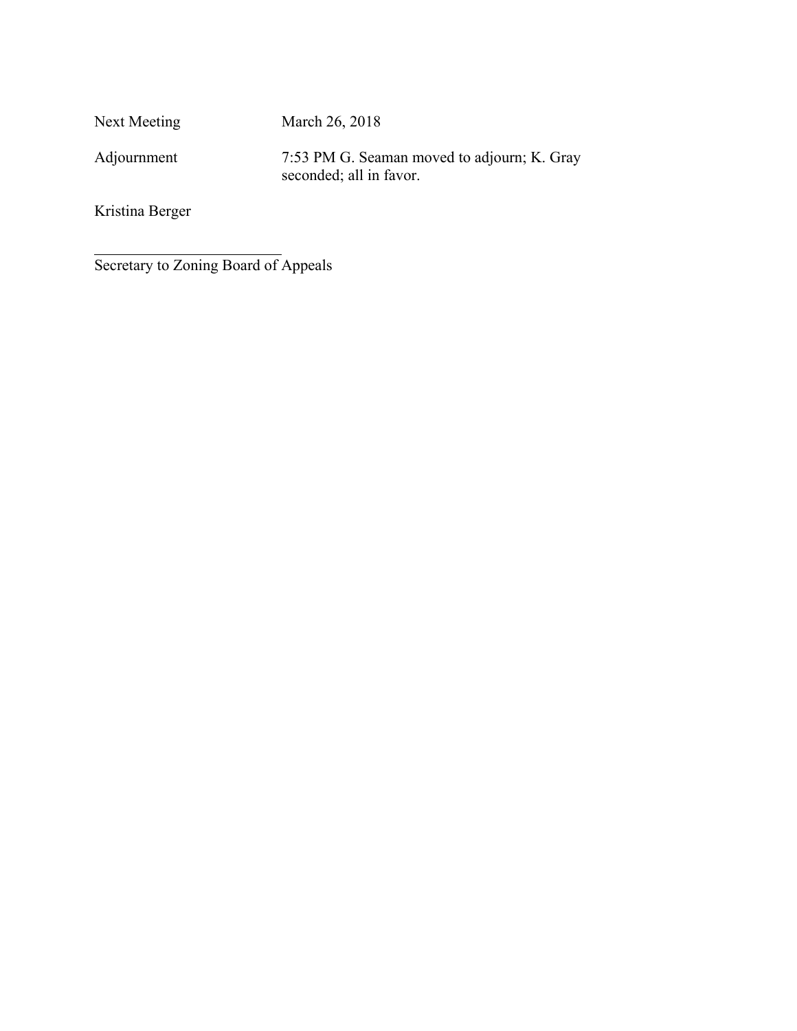Next Meeting March 26, 2018

Adjournment 7:53 PM G. Seaman moved to adjourn; K. Gray seconded; all in favor.

Kristina Berger

\_\_\_\_\_\_\_\_\_\_\_\_\_\_\_\_\_\_\_\_\_\_\_\_\_

Secretary to Zoning Board of Appeals